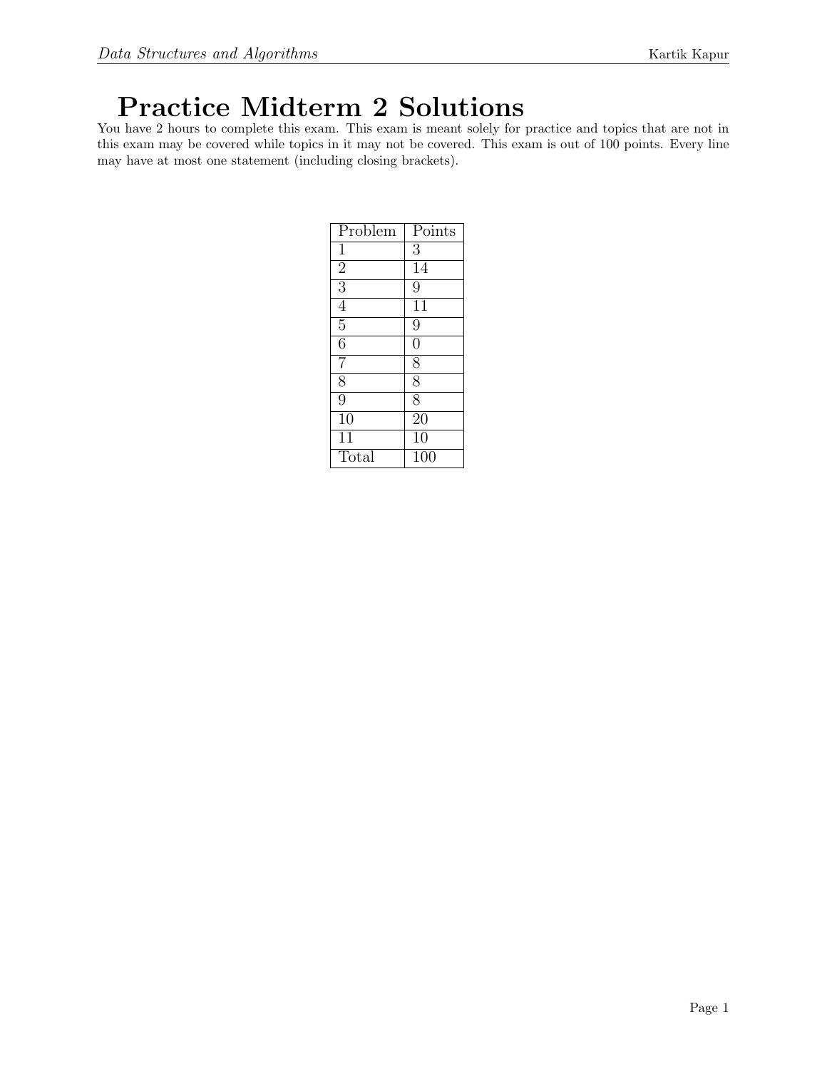# Practice Midterm 2 Solutions

You have 2 hours to complete this exam. This exam is meant solely for practice and topics that are not in this exam may be covered while topics in it may not be covered. This exam is out of 100 points. Every line may have at most one statement (including closing brackets).

| Problem | Points |
| --- | --- |
| 1 | 3 |
| 2 | 14 |
| 3 | 9 |
| 4 | 11 |
| 5 | 9 |
| 6 | 0 |
| 7 | 8 |
| 8 | 8 |
| 9 | 8 |
| 10 | 20 |
| 11 | 10 |
| Total | 100 |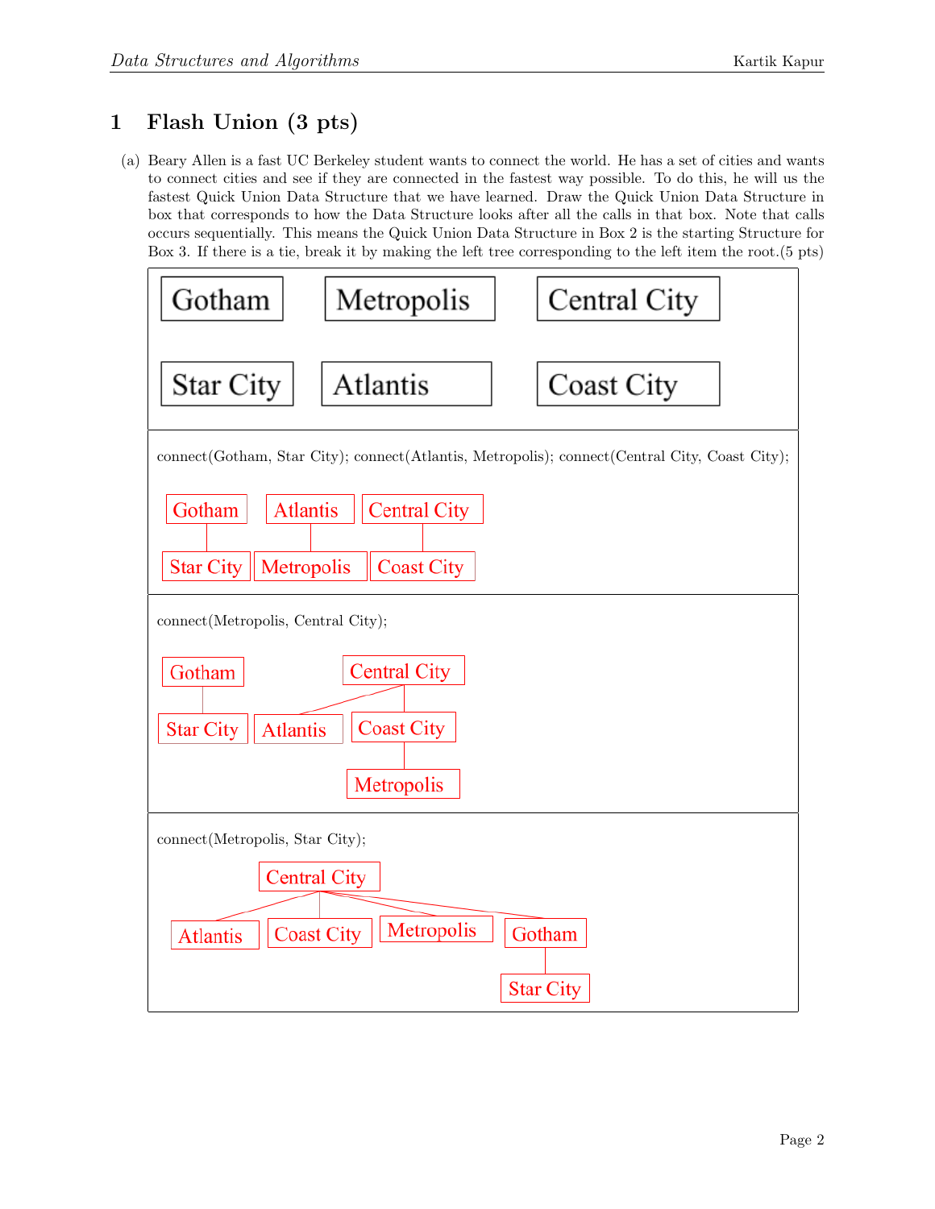## 1 Flash Union (3 pts)

(a) Beary Allen is a fast UC Berkeley student wants to connect the world. He has a set of cities and wants to connect cities and see if they are connected in the fastest way possible. To do this, he will us the fastest Quick Union Data Structure that we have learned. Draw the Quick Union Data Structure in box that corresponds to how the Data Structure looks after all the calls in that box. Note that calls occurs sequentially. This means the Quick Union Data Structure in Box 2 is the starting Structure for Box 3. If there is a tie, break it by making the left tree corresponding to the left item the root.(5 pts)

Gotham    Metropolis    Central City

Star City    Atlantis    Coast City

connect(Gotham, Star City); connect(Atlantis, Metropolis); connect(Central City, Coast City);

Gotham — Star City
Atlantis — Metropolis
Central City — Coast City

connect(Metropolis, Central City);

Gotham — Star City
Central City — Atlantis, Coast City
Coast City — Metropolis

connect(Metropolis, Star City);

Central City — Atlantis, Coast City, Metropolis, Gotham
Gotham — Star City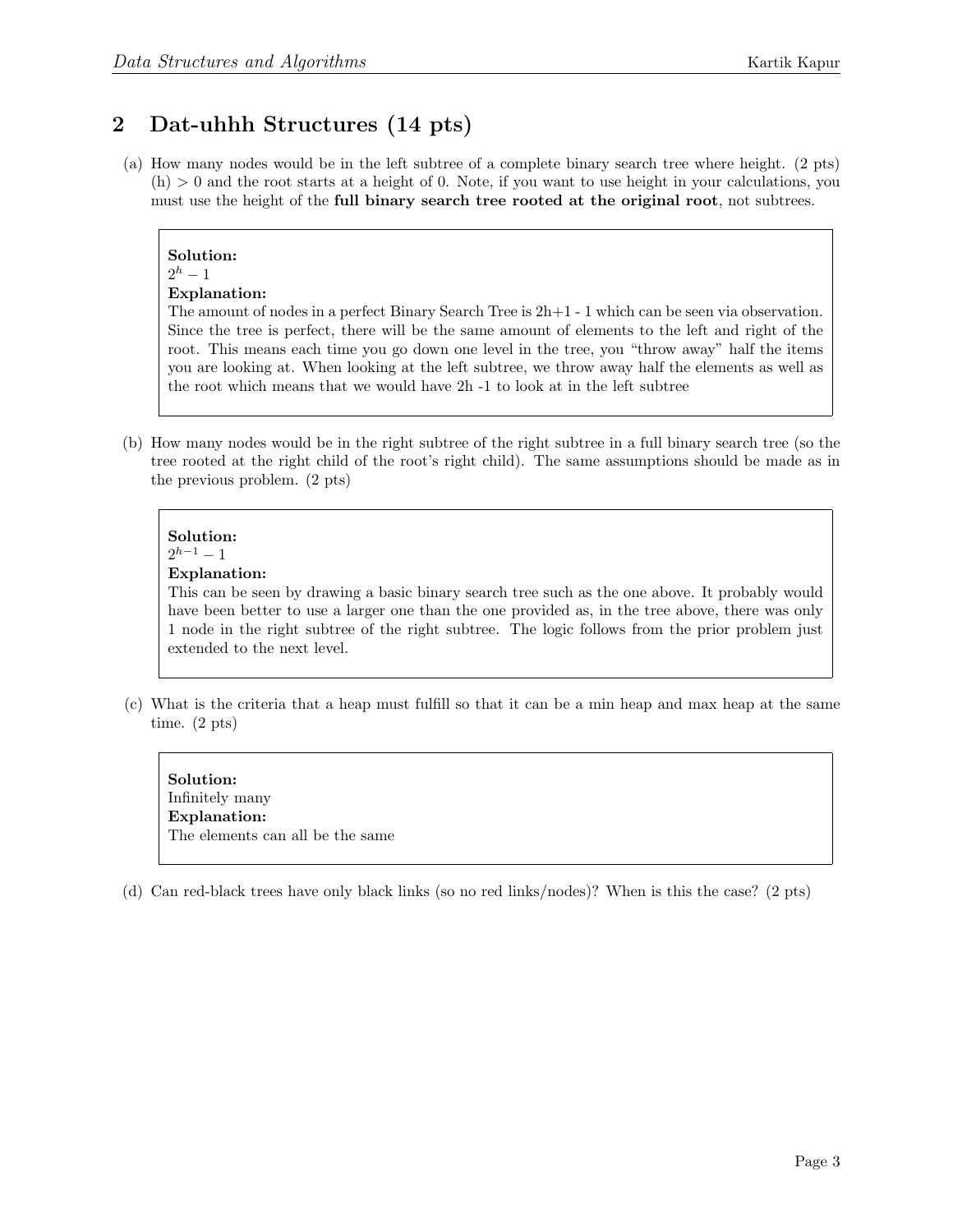## 2 Dat-uhhh Structures (14 pts)

(a) How many nodes would be in the left subtree of a complete binary search tree where height. (2 pts) (h) > 0 and the root starts at a height of 0. Note, if you want to use height in your calculations, you must use the height of the **full binary search tree rooted at the original root**, not subtrees.

> **Solution:**
> $2^h - 1$
> **Explanation:**
> The amount of nodes in a perfect Binary Search Tree is 2h+1 - 1 which can be seen via observation. Since the tree is perfect, there will be the same amount of elements to the left and right of the root. This means each time you go down one level in the tree, you "throw away" half the items you are looking at. When looking at the left subtree, we throw away half the elements as well as the root which means that we would have 2h -1 to look at in the left subtree

(b) How many nodes would be in the right subtree of the right subtree in a full binary search tree (so the tree rooted at the right child of the root's right child). The same assumptions should be made as in the previous problem. (2 pts)

> **Solution:**
> $2^{h-1} - 1$
> **Explanation:**
> This can be seen by drawing a basic binary search tree such as the one above. It probably would have been better to use a larger one than the one provided as, in the tree above, there was only 1 node in the right subtree of the right subtree. The logic follows from the prior problem just extended to the next level.

(c) What is the criteria that a heap must fulfill so that it can be a min heap and max heap at the same time. (2 pts)

> **Solution:**
> Infinitely many
> **Explanation:**
> The elements can all be the same

(d) Can red-black trees have only black links (so no red links/nodes)? When is this the case? (2 pts)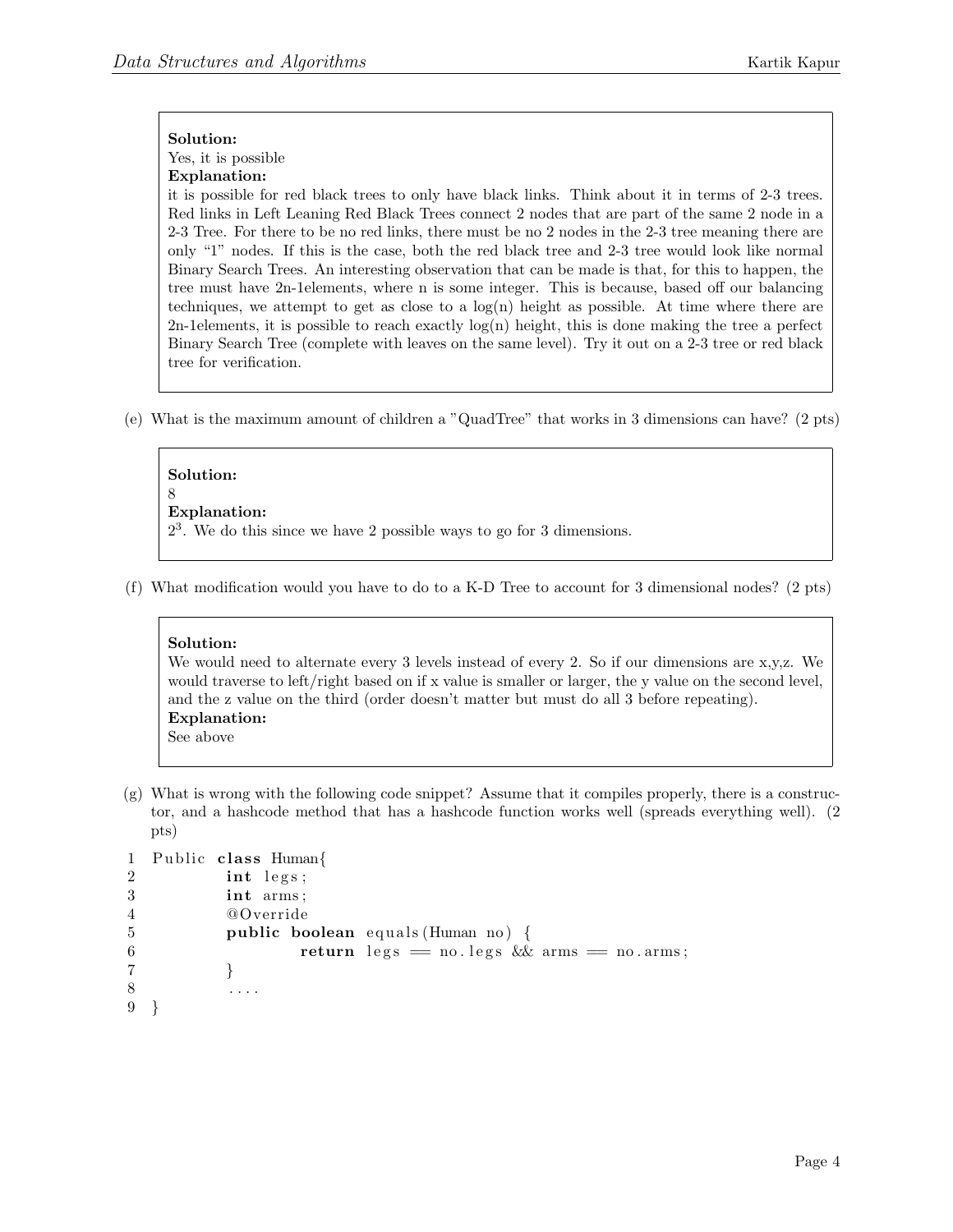**Solution:**
Yes, it is possible
**Explanation:**
it is possible for red black trees to only have black links. Think about it in terms of 2-3 trees. Red links in Left Leaning Red Black Trees connect 2 nodes that are part of the same 2 node in a 2-3 Tree. For there to be no red links, there must be no 2 nodes in the 2-3 tree meaning there are only "1" nodes. If this is the case, both the red black tree and 2-3 tree would look like normal Binary Search Trees. An interesting observation that can be made is that, for this to happen, the tree must have 2n-1elements, where n is some integer. This is because, based off our balancing techniques, we attempt to get as close to a log(n) height as possible. At time where there are 2n-1elements, it is possible to reach exactly log(n) height, this is done making the tree a perfect Binary Search Tree (complete with leaves on the same level). Try it out on a 2-3 tree or red black tree for verification.

(e) What is the maximum amount of children a "QuadTree" that works in 3 dimensions can have? (2 pts)

**Solution:**
8
**Explanation:**
$2^3$. We do this since we have 2 possible ways to go for 3 dimensions.

(f) What modification would you have to do to a K-D Tree to account for 3 dimensional nodes? (2 pts)

**Solution:**
We would need to alternate every 3 levels instead of every 2. So if our dimensions are x,y,z. We would traverse to left/right based on if x value is smaller or larger, the y value on the second level, and the z value on the third (order doesn't matter but must do all 3 before repeating).
**Explanation:**
See above

(g) What is wrong with the following code snippet? Assume that it compiles properly, there is a constructor, and a hashcode method that has a hashcode function works well (spreads everything well). (2 pts)

```
1  Public class Human{
2          int legs;
3          int arms;
4          @Override
5          public boolean equals(Human no) {
6                  return legs == no.legs && arms == no.arms;
7          }
8          ....
9  }
```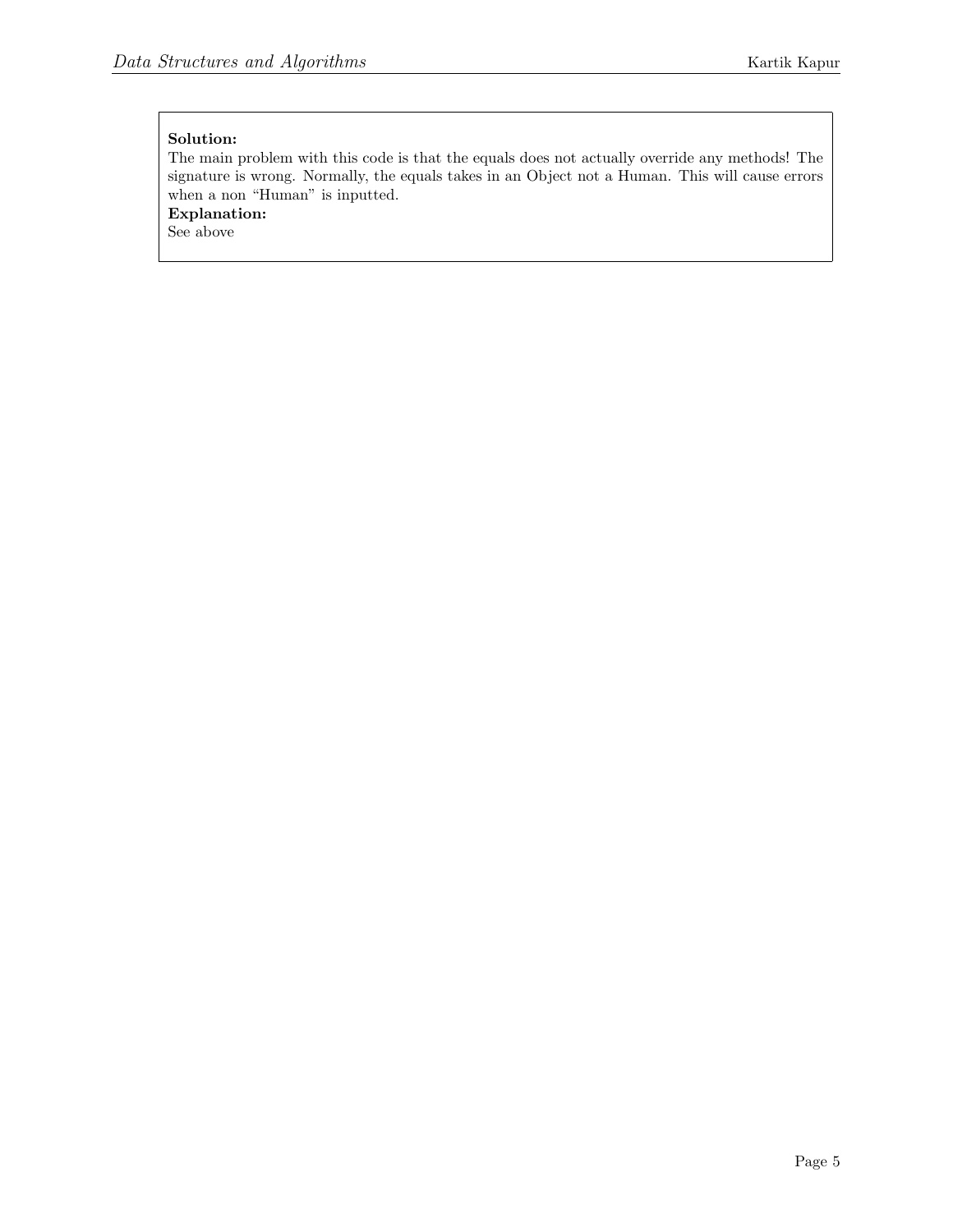**Solution:**
The main problem with this code is that the equals does not actually override any methods! The signature is wrong. Normally, the equals takes in an Object not a Human. This will cause errors when a non "Human" is inputted.

**Explanation:**
See above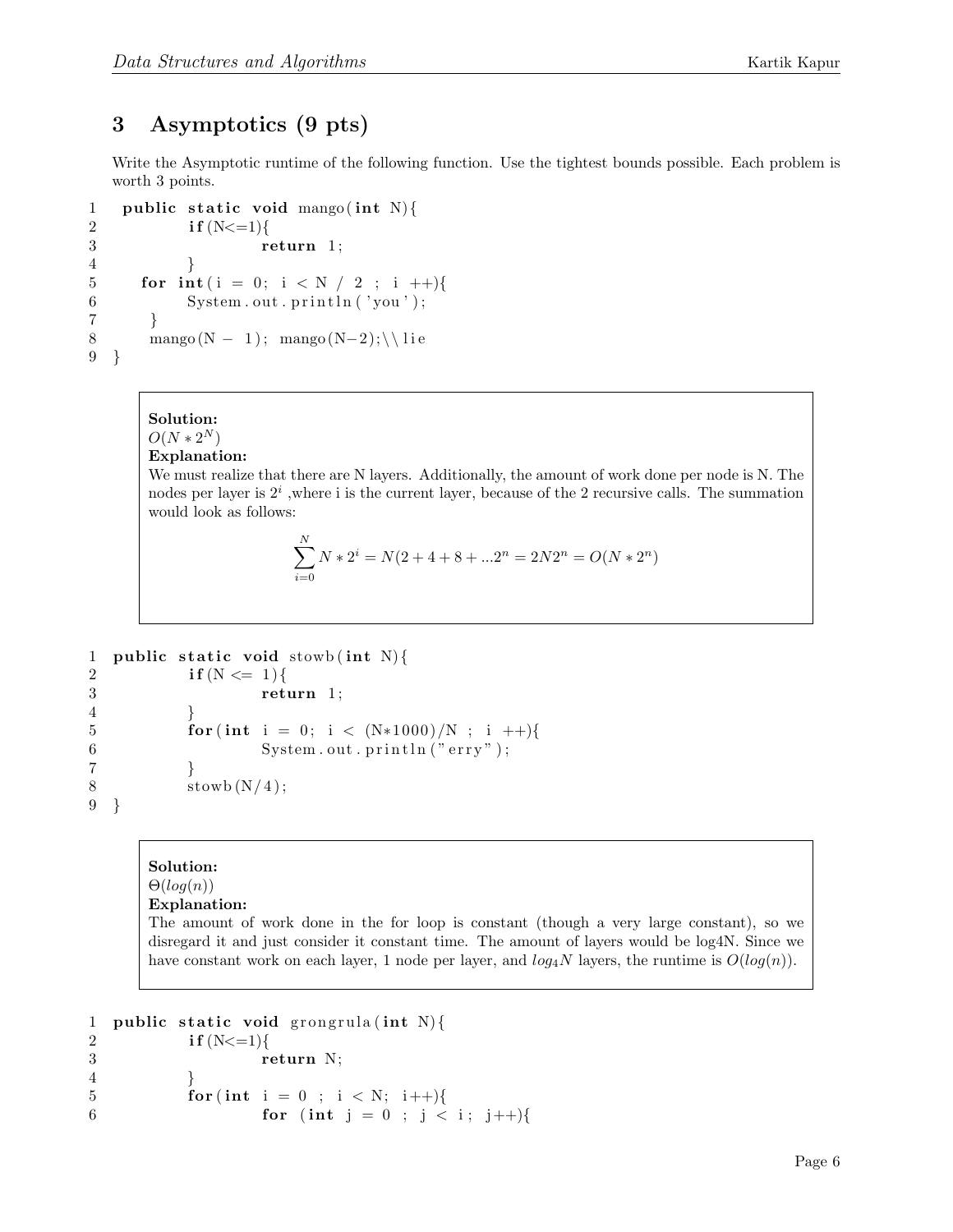## 3 Asymptotics (9 pts)

Write the Asymptotic runtime of the following function. Use the tightest bounds possible. Each problem is worth 3 points.

```
1   public static void mango(int N){
2           if(N<=1){
3                   return 1;
4           }
5       for int(i = 0; i < N / 2 ; i ++){
6           System.out.println('you');
7       }
8       mango(N - 1); mango(N-2);\\lie
9   }
```

> **Solution:**
> $O(N * 2^N)$
> **Explanation:**
> We must realize that there are N layers. Additionally, the amount of work done per node is N. The nodes per layer is $2^i$ ,where i is the current layer, because of the 2 recursive calls. The summation would look as follows:
>
> $$\sum_{i=0}^{N} N * 2^i = N(2 + 4 + 8 + ...2^n = 2N2^n = O(N * 2^n)$$

```
1   public static void stowb(int N){
2           if(N <= 1){
3                   return 1;
4           }
5           for(int i = 0; i < (N*1000)/N ; i ++){
6                   System.out.println("erry");
7           }
8           stowb(N/4);
9   }
```

> **Solution:**
> $\Theta(log(n))$
> **Explanation:**
> The amount of work done in the for loop is constant (though a very large constant), so we disregard it and just consider it constant time. The amount of layers would be log4N. Since we have constant work on each layer, 1 node per layer, and $log_4N$ layers, the runtime is $O(log(n))$.

```
1   public static void grongrula(int N){
2           if(N<=1){
3                   return N;
4           }
5           for(int i = 0 ; i < N; i++){
6                   for (int j = 0 ; j < i; j++){
```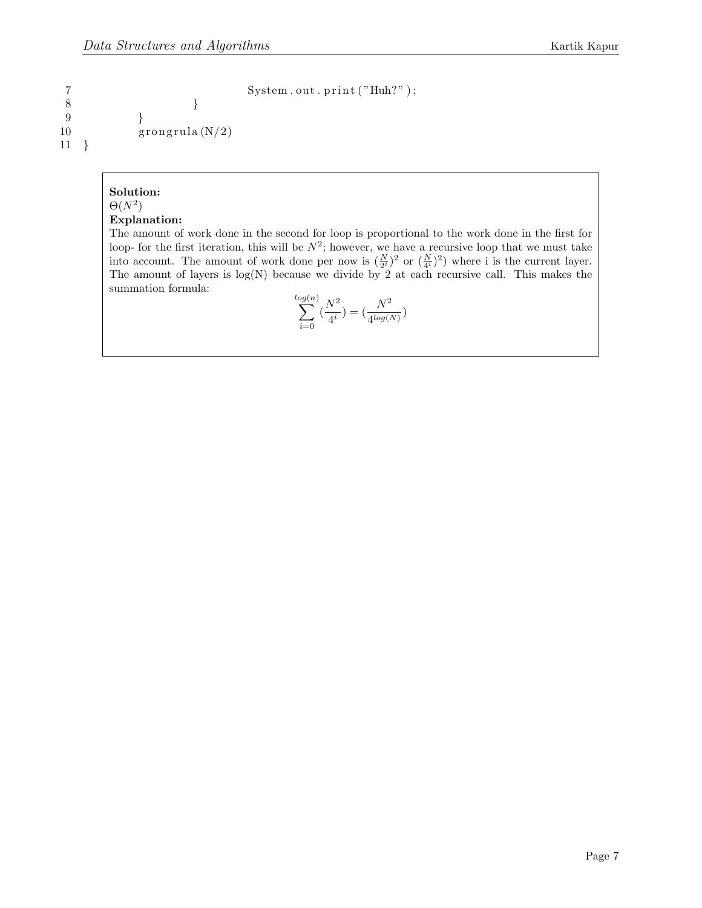```java
7                                   System.out.print("Huh?");
8                       }
9               }
10              grongrula(N/2)
11      }
```

**Solution:**
$\Theta(N^2)$
**Explanation:**
The amount of work done in the second for loop is proportional to the work done in the first for loop- for the first iteration, this will be $N^2$; however, we have a recursive loop that we must take into account. The amount of work done per now is $(\frac{N}{2^i})^2$ or $(\frac{N}{4^i})^2)$ where i is the current layer. The amount of layers is log(N) because we divide by 2 at each recursive call. This makes the summation formula:

$$\sum_{i=0}^{log(n)} (\frac{N^2}{4^i}) = (\frac{N^2}{4^{log(N)}})$$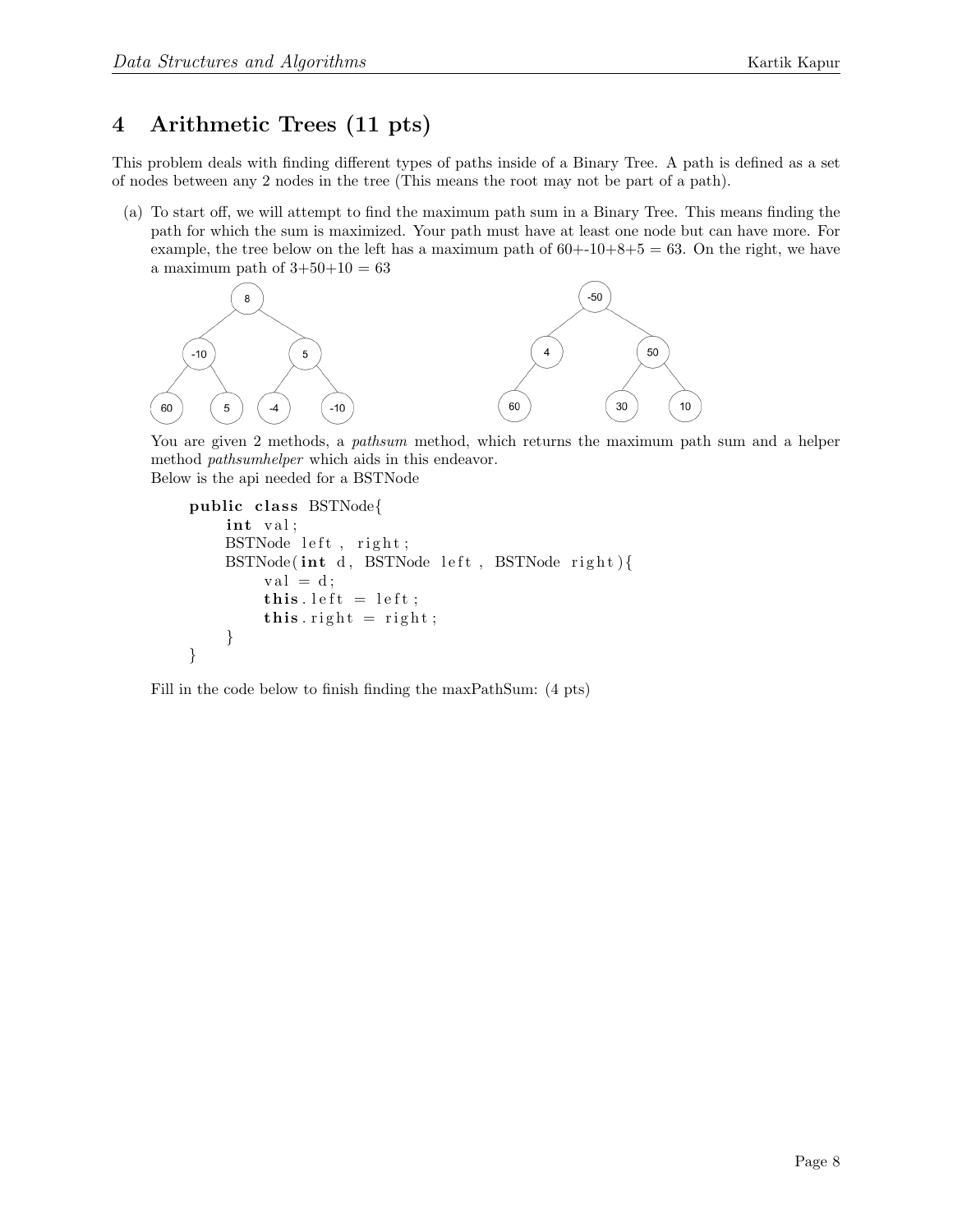# 4 Arithmetic Trees (11 pts)

This problem deals with finding different types of paths inside of a Binary Tree. A path is defined as a set of nodes between any 2 nodes in the tree (This means the root may not be part of a path).

(a) To start off, we will attempt to find the maximum path sum in a Binary Tree. This means finding the path for which the sum is maximized. Your path must have at least one node but can have more. For example, the tree below on the left has a maximum path of 60+-10+8+5 = 63. On the right, we have a maximum path of 3+50+10 = 63

You are given 2 methods, a *pathsum* method, which returns the maximum path sum and a helper method *pathsumhelper* which aids in this endeavor.
Below is the api needed for a BSTNode

```java
public class BSTNode{
    int val;
    BSTNode left, right;
    BSTNode(int d, BSTNode left, BSTNode right){
        val = d;
        this.left = left;
        this.right = right;
    }
}
```

Fill in the code below to finish finding the maxPathSum: (4 pts)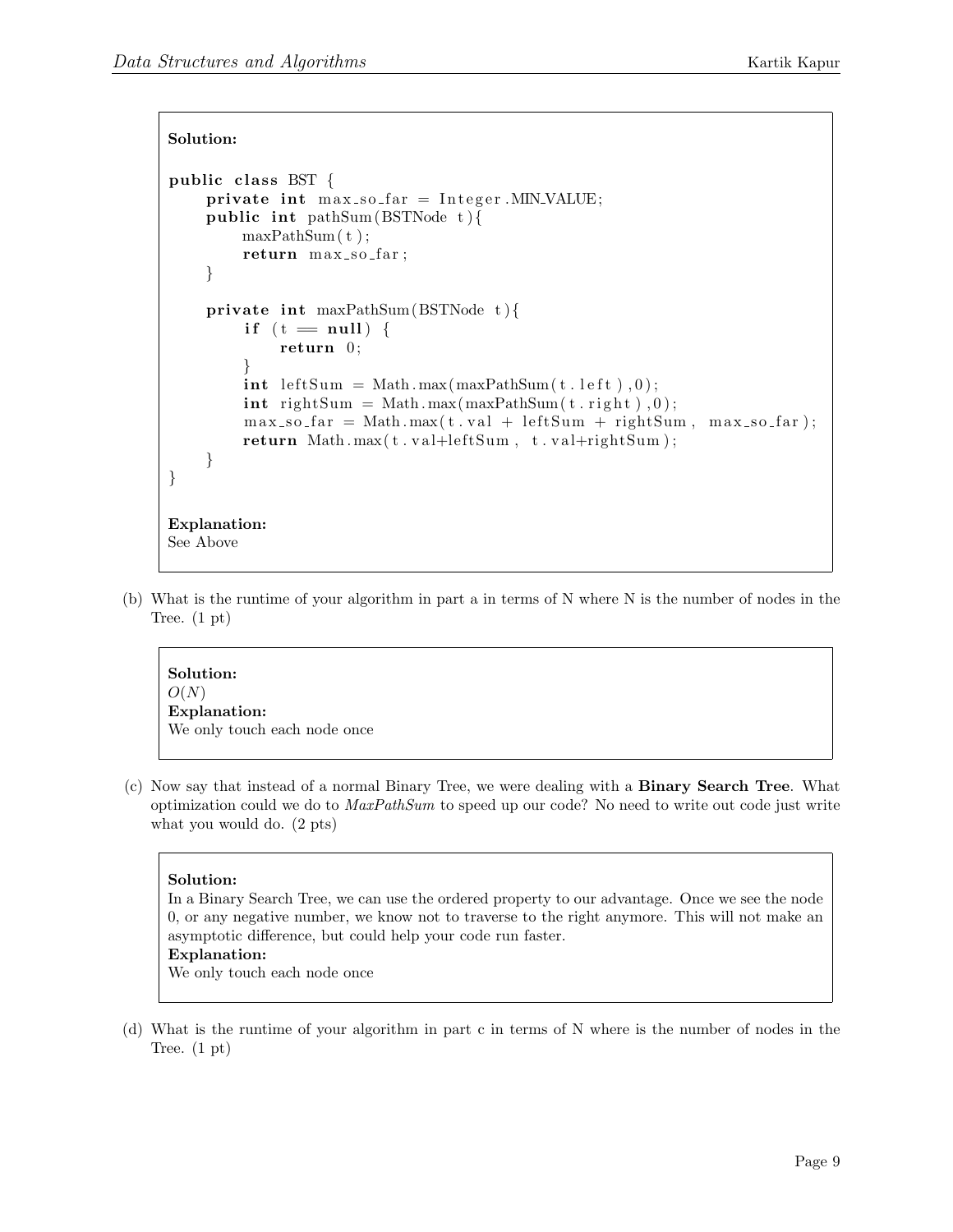**Solution:**

```
public class BST {
    private int max_so_far = Integer.MIN_VALUE;
    public int pathSum(BSTNode t){
        maxPathSum(t);
        return max_so_far;
    }

    private int maxPathSum(BSTNode t){
        if (t == null) {
            return 0;
        }
        int leftSum = Math.max(maxPathSum(t.left),0);
        int rightSum = Math.max(maxPathSum(t.right),0);
        max_so_far = Math.max(t.val + leftSum + rightSum, max_so_far);
        return Math.max(t.val+leftSum, t.val+rightSum);
    }
}
```

**Explanation:**
See Above

(b) What is the runtime of your algorithm in part a in terms of N where N is the number of nodes in the Tree. (1 pt)

**Solution:**
$O(N)$
**Explanation:**
We only touch each node once

(c) Now say that instead of a normal Binary Tree, we were dealing with a **Binary Search Tree**. What optimization could we do to *MaxPathSum* to speed up our code? No need to write out code just write what you would do. (2 pts)

**Solution:**
In a Binary Search Tree, we can use the ordered property to our advantage. Once we see the node 0, or any negative number, we know not to traverse to the right anymore. This will not make an asymptotic difference, but could help your code run faster.
**Explanation:**
We only touch each node once

(d) What is the runtime of your algorithm in part c in terms of N where is the number of nodes in the Tree. (1 pt)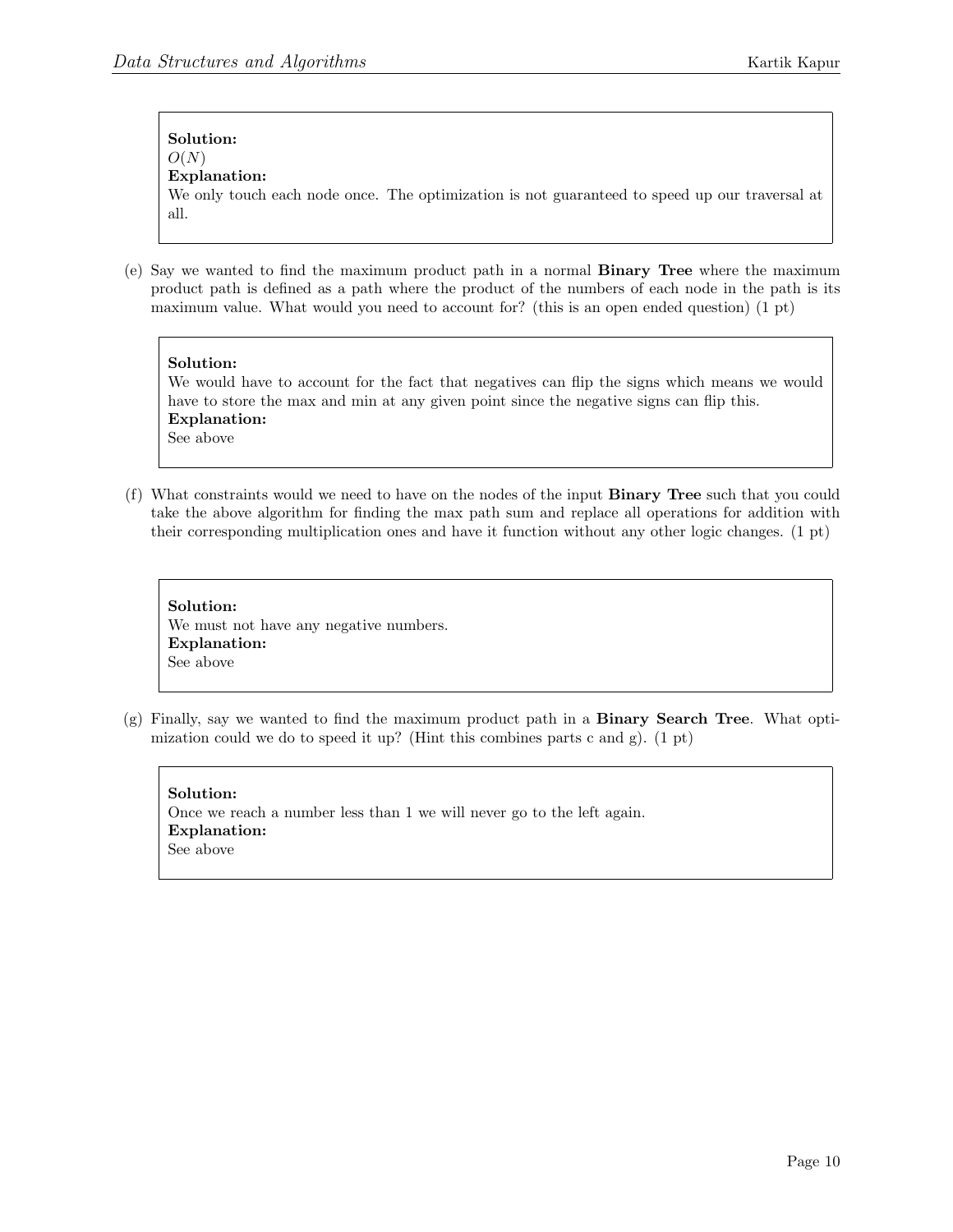**Solution:**
$O(N)$
**Explanation:**
We only touch each node once. The optimization is not guaranteed to speed up our traversal at all.

(e) Say we wanted to find the maximum product path in a normal **Binary Tree** where the maximum product path is defined as a path where the product of the numbers of each node in the path is its maximum value. What would you need to account for? (this is an open ended question) (1 pt)

**Solution:**
We would have to account for the fact that negatives can flip the signs which means we would have to store the max and min at any given point since the negative signs can flip this.
**Explanation:**
See above

(f) What constraints would we need to have on the nodes of the input **Binary Tree** such that you could take the above algorithm for finding the max path sum and replace all operations for addition with their corresponding multiplication ones and have it function without any other logic changes. (1 pt)

**Solution:**
We must not have any negative numbers.
**Explanation:**
See above

(g) Finally, say we wanted to find the maximum product path in a **Binary Search Tree**. What optimization could we do to speed it up? (Hint this combines parts c and g). (1 pt)

**Solution:**
Once we reach a number less than 1 we will never go to the left again.
**Explanation:**
See above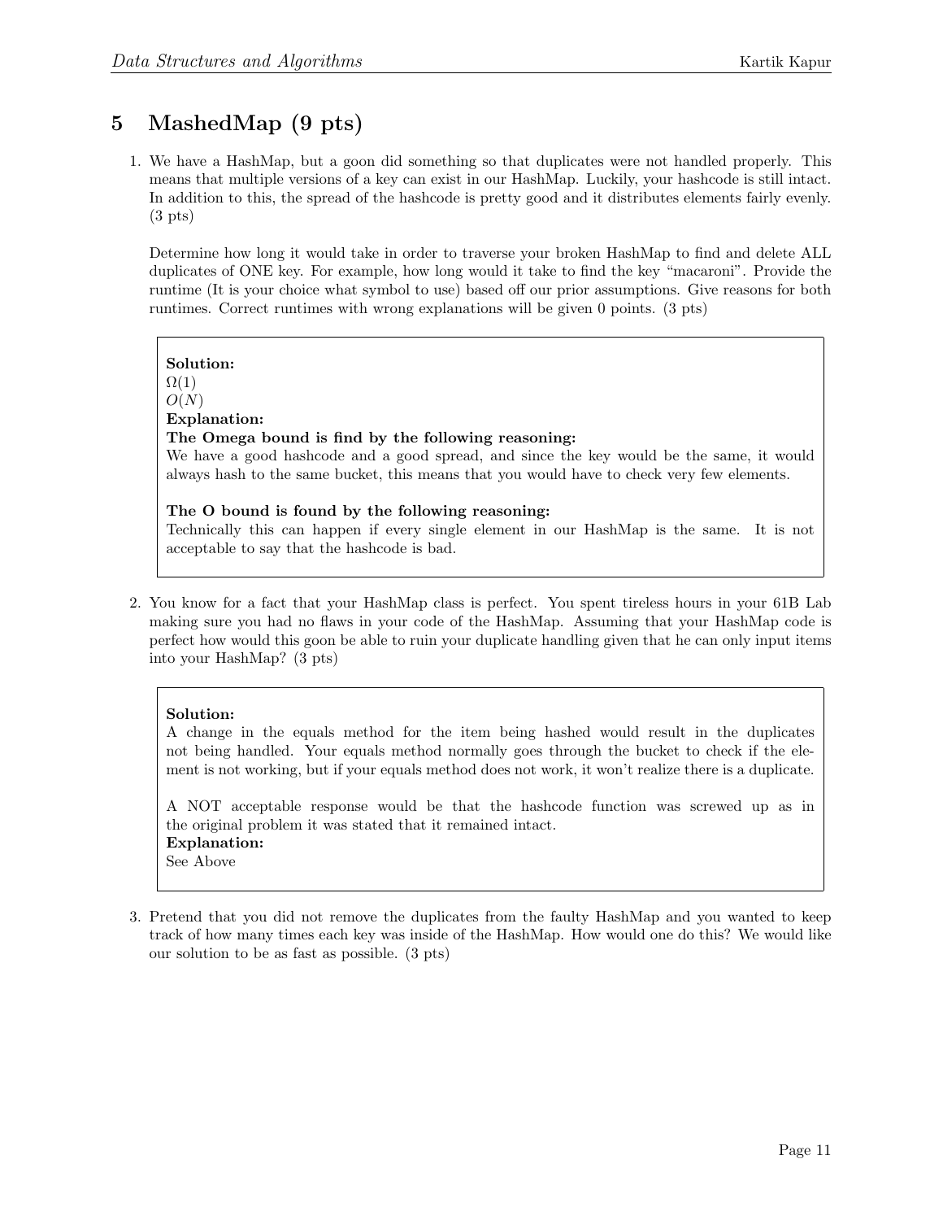## 5 MashedMap (9 pts)

1. We have a HashMap, but a goon did something so that duplicates were not handled properly. This means that multiple versions of a key can exist in our HashMap. Luckily, your hashcode is still intact. In addition to this, the spread of the hashcode is pretty good and it distributes elements fairly evenly. (3 pts)

   Determine how long it would take in order to traverse your broken HashMap to find and delete ALL duplicates of ONE key. For example, how long would it take to find the key "macaroni". Provide the runtime (It is your choice what symbol to use) based off our prior assumptions. Give reasons for both runtimes. Correct runtimes with wrong explanations will be given 0 points. (3 pts)

   **Solution:**
   $\Omega(1)$
   $O(N)$
   **Explanation:**
   **The Omega bound is find by the following reasoning:**
   We have a good hashcode and a good spread, and since the key would be the same, it would always hash to the same bucket, this means that you would have to check very few elements.

   **The O bound is found by the following reasoning:**
   Technically this can happen if every single element in our HashMap is the same. It is not acceptable to say that the hashcode is bad.

2. You know for a fact that your HashMap class is perfect. You spent tireless hours in your 61B Lab making sure you had no flaws in your code of the HashMap. Assuming that your HashMap code is perfect how would this goon be able to ruin your duplicate handling given that he can only input items into your HashMap? (3 pts)

   **Solution:**
   A change in the equals method for the item being hashed would result in the duplicates not being handled. Your equals method normally goes through the bucket to check if the element is not working, but if your equals method does not work, it won't realize there is a duplicate.

   A NOT acceptable response would be that the hashcode function was screwed up as in the original problem it was stated that it remained intact.
   **Explanation:**
   See Above

3. Pretend that you did not remove the duplicates from the faulty HashMap and you wanted to keep track of how many times each key was inside of the HashMap. How would one do this? We would like our solution to be as fast as possible. (3 pts)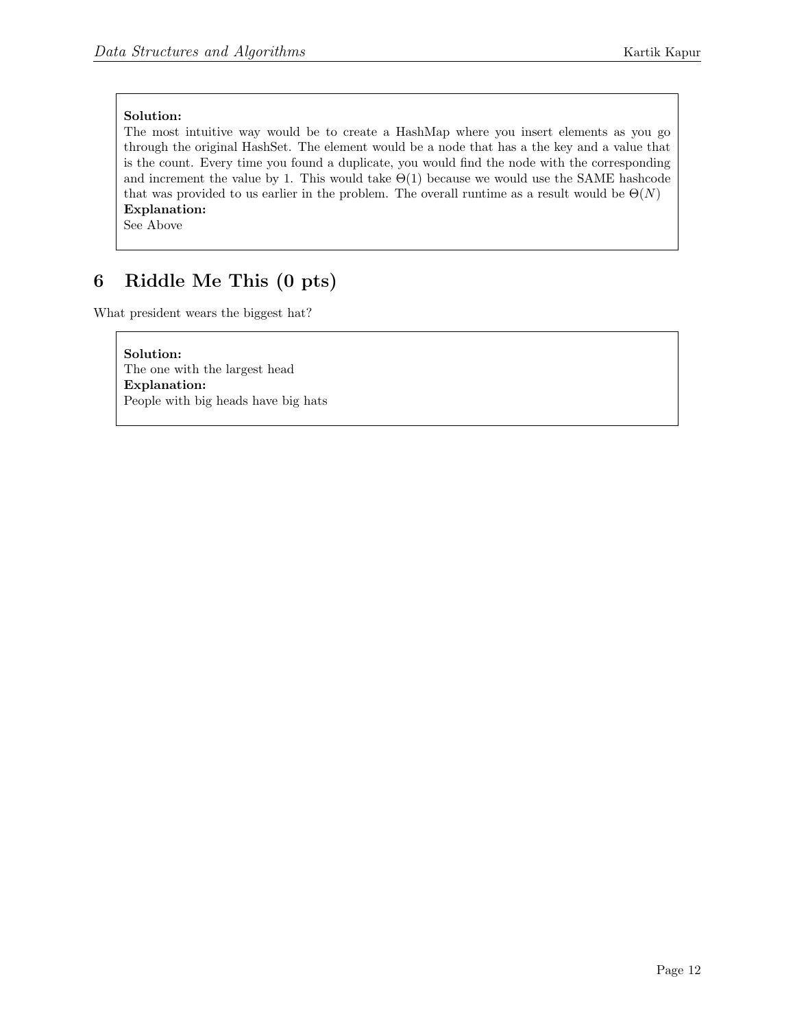**Solution:**
The most intuitive way would be to create a HashMap where you insert elements as you go through the original HashSet. The element would be a node that has a the key and a value that is the count. Every time you found a duplicate, you would find the node with the corresponding and increment the value by 1. This would take $\Theta(1)$ because we would use the SAME hashcode that was provided to us earlier in the problem. The overall runtime as a result would be $\Theta(N)$
**Explanation:**
See Above

# 6 Riddle Me This (0 pts)

What president wears the biggest hat?

**Solution:**
The one with the largest head
**Explanation:**
People with big heads have big hats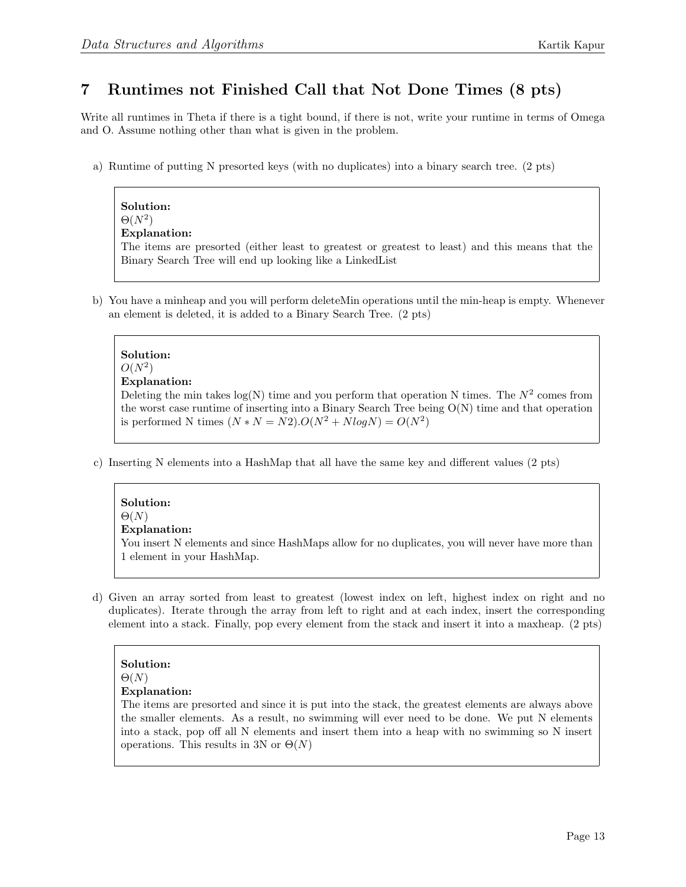## 7 Runtimes not Finished Call that Not Done Times (8 pts)

Write all runtimes in Theta if there is a tight bound, if there is not, write your runtime in terms of Omega and O. Assume nothing other than what is given in the problem.

a) Runtime of putting N presorted keys (with no duplicates) into a binary search tree. (2 pts)

> **Solution:**
> $\Theta(N^2)$
> **Explanation:**
> The items are presorted (either least to greatest or greatest to least) and this means that the Binary Search Tree will end up looking like a LinkedList

b) You have a minheap and you will perform deleteMin operations until the min-heap is empty. Whenever an element is deleted, it is added to a Binary Search Tree. (2 pts)

> **Solution:**
> $O(N^2)$
> **Explanation:**
> Deleting the min takes log(N) time and you perform that operation N times. The $N^2$ comes from the worst case runtime of inserting into a Binary Search Tree being O(N) time and that operation is performed N times $(N * N = N2).O(N^2 + NlogN) = O(N^2)$

c) Inserting N elements into a HashMap that all have the same key and different values (2 pts)

> **Solution:**
> $\Theta(N)$
> **Explanation:**
> You insert N elements and since HashMaps allow for no duplicates, you will never have more than 1 element in your HashMap.

d) Given an array sorted from least to greatest (lowest index on left, highest index on right and no duplicates). Iterate through the array from left to right and at each index, insert the corresponding element into a stack. Finally, pop every element from the stack and insert it into a maxheap. (2 pts)

> **Solution:**
> $\Theta(N)$
> **Explanation:**
> The items are presorted and since it is put into the stack, the greatest elements are always above the smaller elements. As a result, no swimming will ever need to be done. We put N elements into a stack, pop off all N elements and insert them into a heap with no swimming so N insert operations. This results in 3N or $\Theta(N)$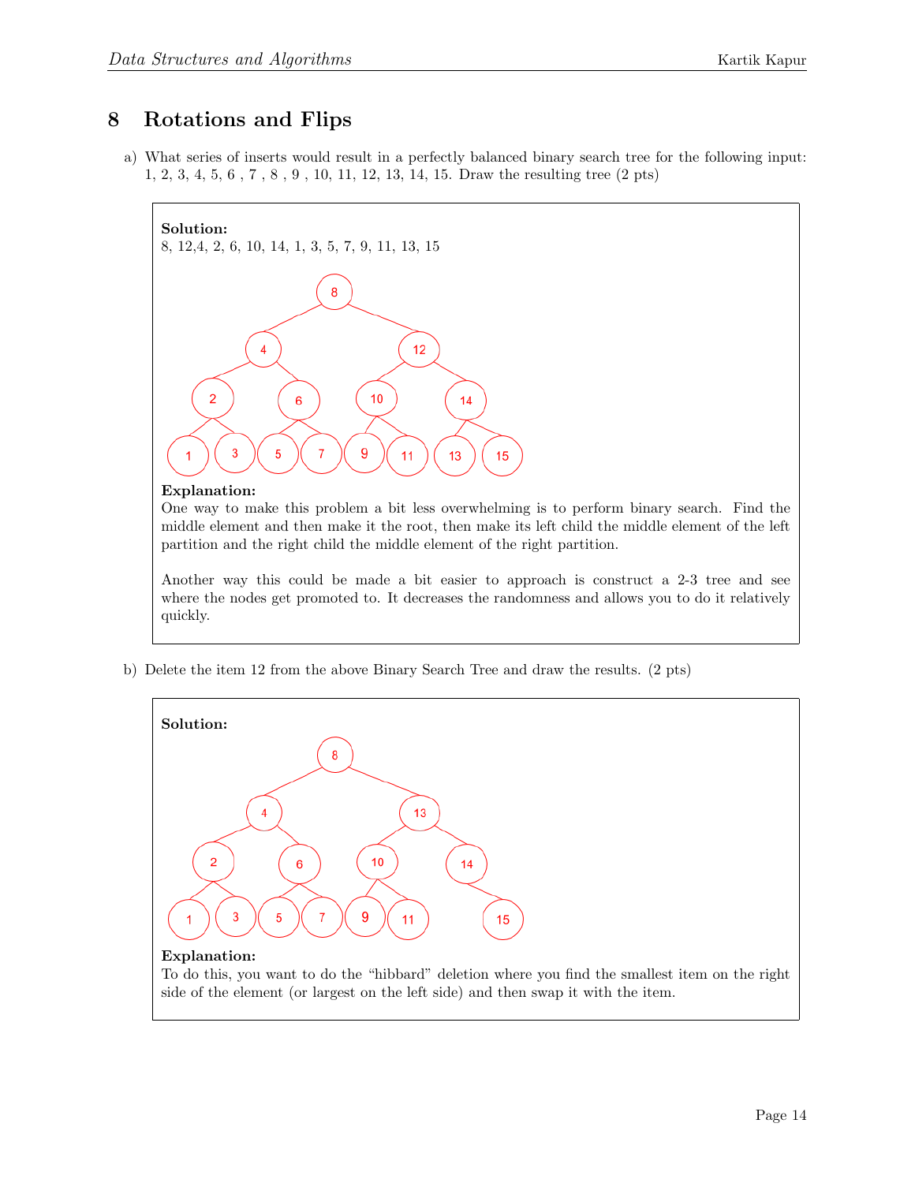## 8 Rotations and Flips

a) What series of inserts would result in a perfectly balanced binary search tree for the following input: 1, 2, 3, 4, 5, 6 , 7 , 8 , 9 , 10, 11, 12, 13, 14, 15. Draw the resulting tree (2 pts)

**Solution:**
8, 12,4, 2, 6, 10, 14, 1, 3, 5, 7, 9, 11, 13, 15

**Explanation:**
One way to make this problem a bit less overwhelming is to perform binary search. Find the middle element and then make it the root, then make its left child the middle element of the left partition and the right child the middle element of the right partition.

Another way this could be made a bit easier to approach is construct a 2-3 tree and see where the nodes get promoted to. It decreases the randomness and allows you to do it relatively quickly.

b) Delete the item 12 from the above Binary Search Tree and draw the results. (2 pts)

**Solution:**

**Explanation:**
To do this, you want to do the "hibbard" deletion where you find the smallest item on the right side of the element (or largest on the left side) and then swap it with the item.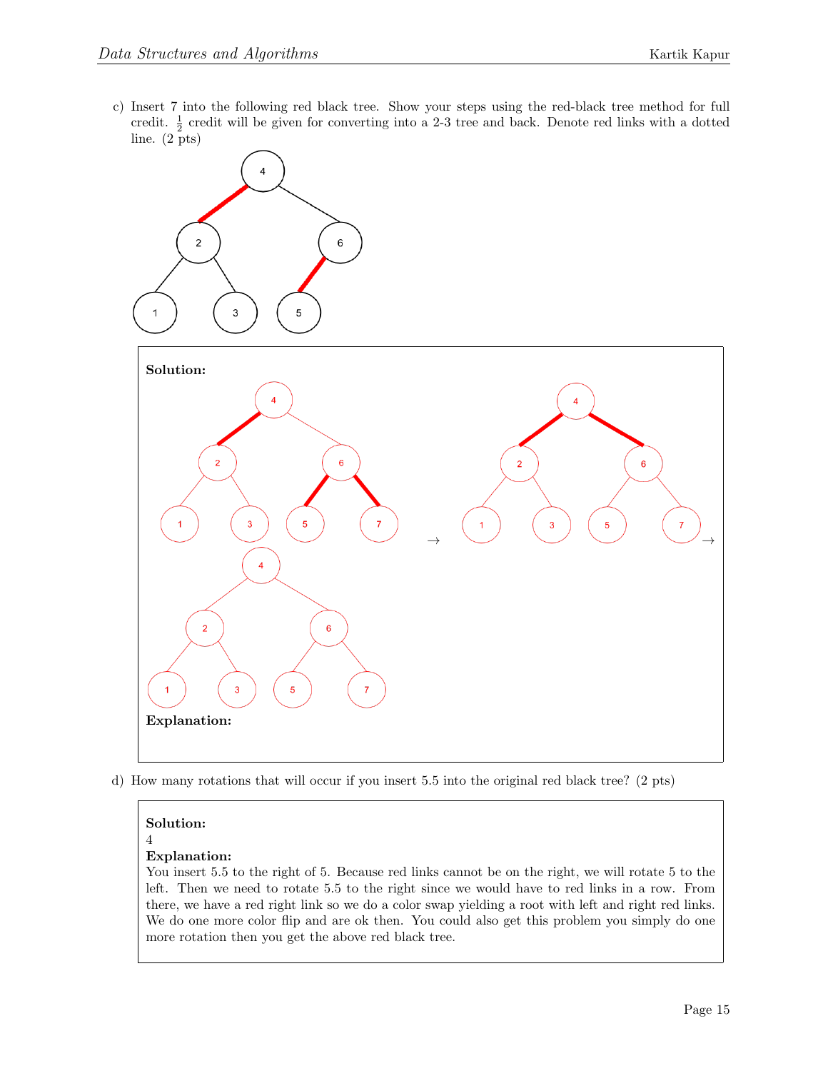c) Insert 7 into the following red black tree. Show your steps using the red-black tree method for full credit. $\frac{1}{2}$ credit will be given for converting into a 2-3 tree and back. Denote red links with a dotted line. (2 pts)

**Solution:**

→

→

**Explanation:**

d) How many rotations that will occur if you insert 5.5 into the original red black tree? (2 pts)

**Solution:**
4
**Explanation:**
You insert 5.5 to the right of 5. Because red links cannot be on the right, we will rotate 5 to the left. Then we need to rotate 5.5 to the right since we would have to red links in a row. From there, we have a red right link so we do a color swap yielding a root with left and right red links. We do one more color flip and are ok then. You could also get this problem you simply do one more rotation then you get the above red black tree.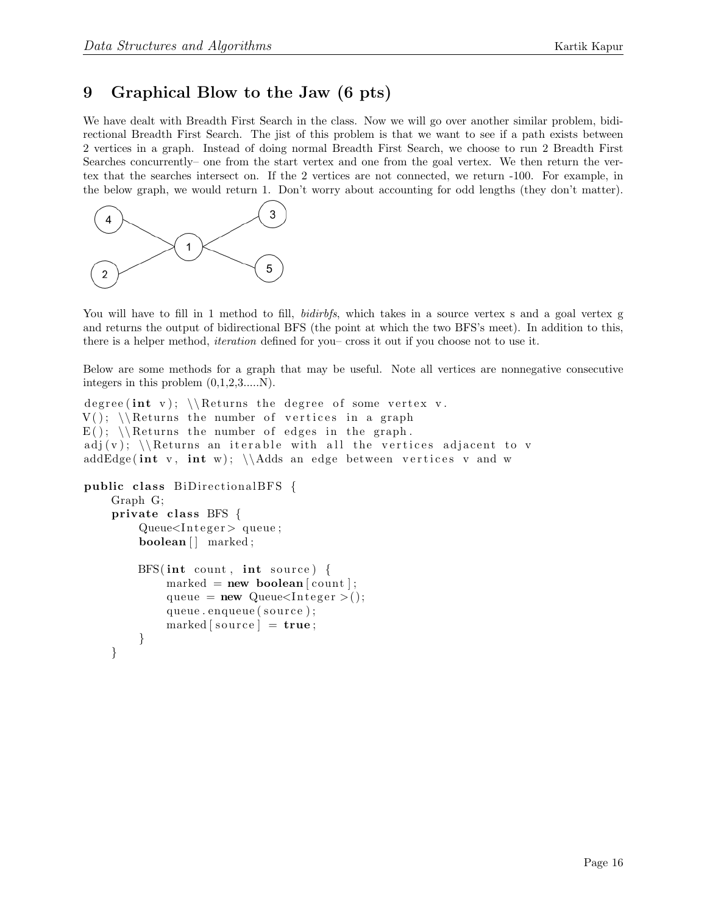## 9 Graphical Blow to the Jaw (6 pts)

We have dealt with Breadth First Search in the class. Now we will go over another similar problem, bidirectional Breadth First Search. The jist of this problem is that we want to see if a path exists between 2 vertices in a graph. Instead of doing normal Breadth First Search, we choose to run 2 Breadth First Searches concurrently– one from the start vertex and one from the goal vertex. We then return the vertex that the searches intersect on. If the 2 vertices are not connected, we return -100. For example, in the below graph, we would return 1. Don't worry about accounting for odd lengths (they don't matter).

You will have to fill in 1 method to fill, *bidirbfs*, which takes in a source vertex s and a goal vertex g and returns the output of bidirectional BFS (the point at which the two BFS's meet). In addition to this, there is a helper method, *iteration* defined for you– cross it out if you choose not to use it.

Below are some methods for a graph that may be useful. Note all vertices are nonnegative consecutive integers in this problem (0,1,2,3.....N).

```
degree(int v); \\Returns the degree of some vertex v.
V(); \\Returns the number of vertices in a graph
E(); \\Returns the number of edges in the graph.
adj(v); \\Returns an iterable with all the vertices adjacent to v
addEdge(int v, int w); \\Adds an edge between vertices v and w

public class BiDirectionalBFS {
    Graph G;
    private class BFS {
        Queue<Integer> queue;
        boolean[] marked;

        BFS(int count, int source) {
            marked = new boolean[count];
            queue = new Queue<Integer>();
            queue.enqueue(source);
            marked[source] = true;
        }
    }
```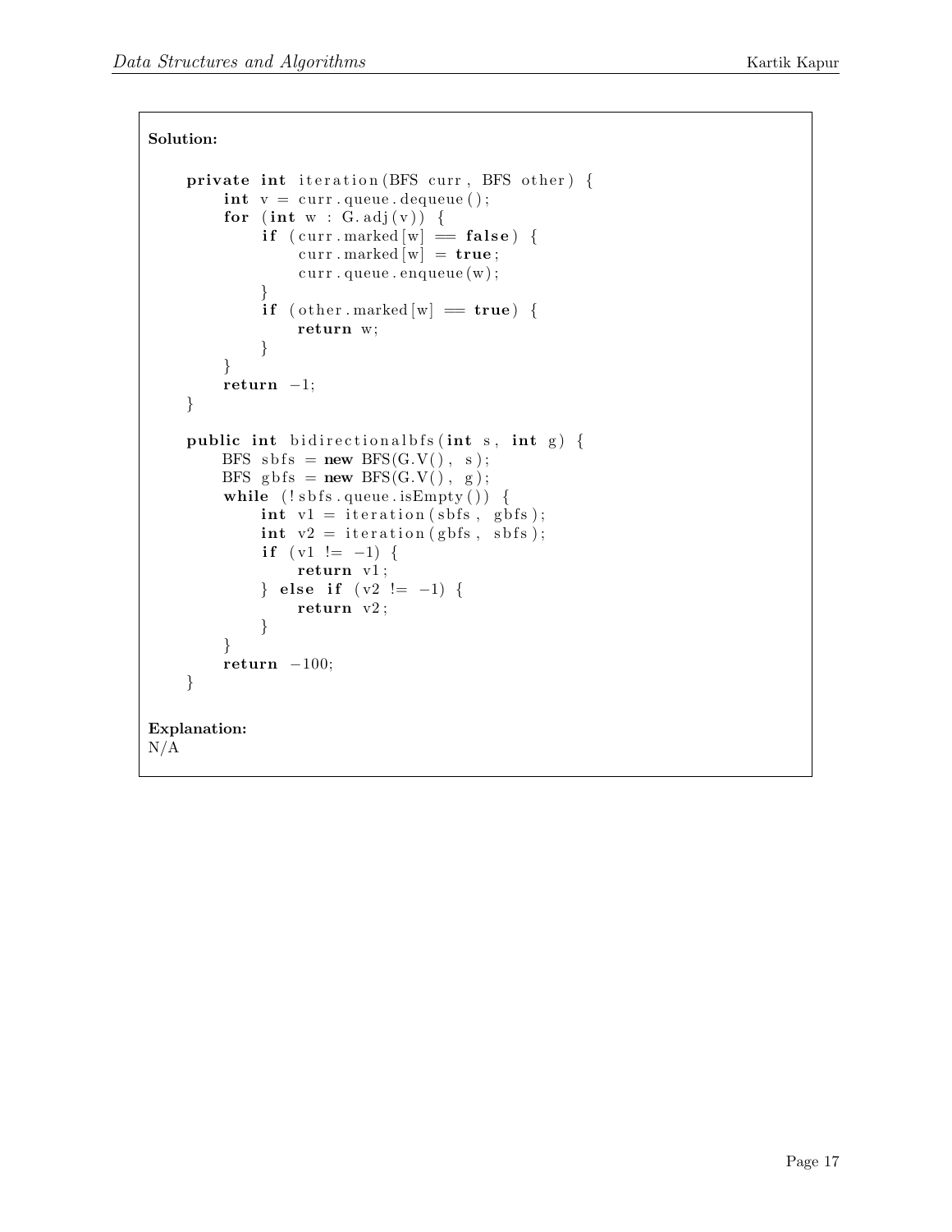**Solution:**

```java
private int iteration(BFS curr, BFS other) {
    int v = curr.queue.dequeue();
    for (int w : G.adj(v)) {
        if (curr.marked[w] == false) {
            curr.marked[w] = true;
            curr.queue.enqueue(w);
        }
        if (other.marked[w] == true) {
            return w;
        }
    }
    return -1;
}

public int bidirectionalbfs(int s, int g) {
    BFS sbfs = new BFS(G.V(), s);
    BFS gbfs = new BFS(G.V(), g);
    while (!sbfs.queue.isEmpty()) {
        int v1 = iteration(sbfs, gbfs);
        int v2 = iteration(gbfs, sbfs);
        if (v1 != -1) {
            return v1;
        } else if (v2 != -1) {
            return v2;
        }
    }
    return -100;
}
```

**Explanation:**
N/A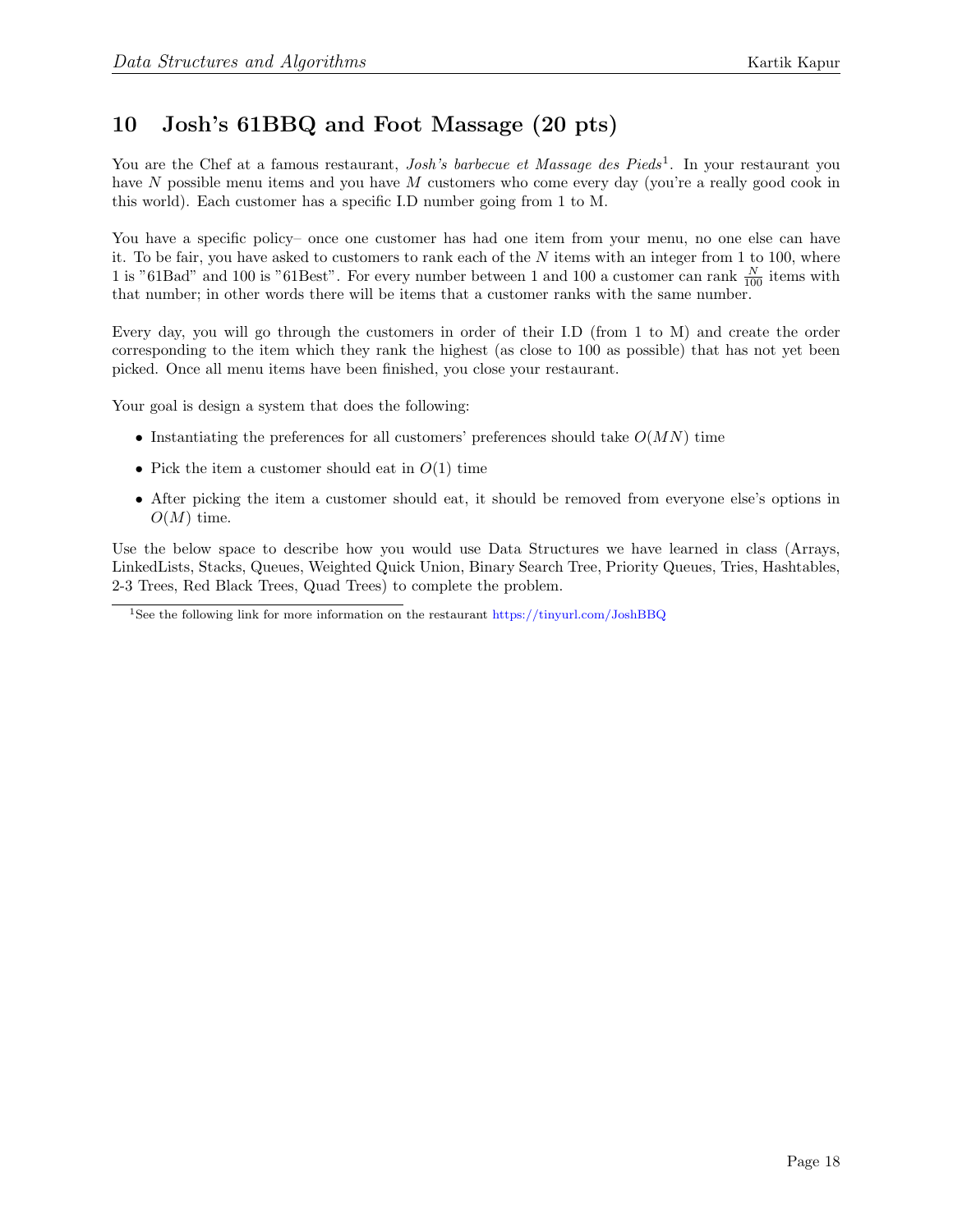## 10 Josh's 61BBQ and Foot Massage (20 pts)

You are the Chef at a famous restaurant, *Josh's barbecue et Massage des Pieds*[1]. In your restaurant you have $N$ possible menu items and you have $M$ customers who come every day (you're a really good cook in this world). Each customer has a specific I.D number going from 1 to M.

You have a specific policy– once one customer has had one item from your menu, no one else can have it. To be fair, you have asked to customers to rank each of the $N$ items with an integer from 1 to 100, where 1 is "61Bad" and 100 is "61Best". For every number between 1 and 100 a customer can rank $\frac{N}{100}$ items with that number; in other words there will be items that a customer ranks with the same number.

Every day, you will go through the customers in order of their I.D (from 1 to M) and create the order corresponding to the item which they rank the highest (as close to 100 as possible) that has not yet been picked. Once all menu items have been finished, you close your restaurant.

Your goal is design a system that does the following:

- Instantiating the preferences for all customers' preferences should take $O(MN)$ time
- Pick the item a customer should eat in $O(1)$ time
- After picking the item a customer should eat, it should be removed from everyone else's options in $O(M)$ time.

Use the below space to describe how you would use Data Structures we have learned in class (Arrays, LinkedLists, Stacks, Queues, Weighted Quick Union, Binary Search Tree, Priority Queues, Tries, Hashtables, 2-3 Trees, Red Black Trees, Quad Trees) to complete the problem.

[1] See the following link for more information on the restaurant https://tinyurl.com/JoshBBQ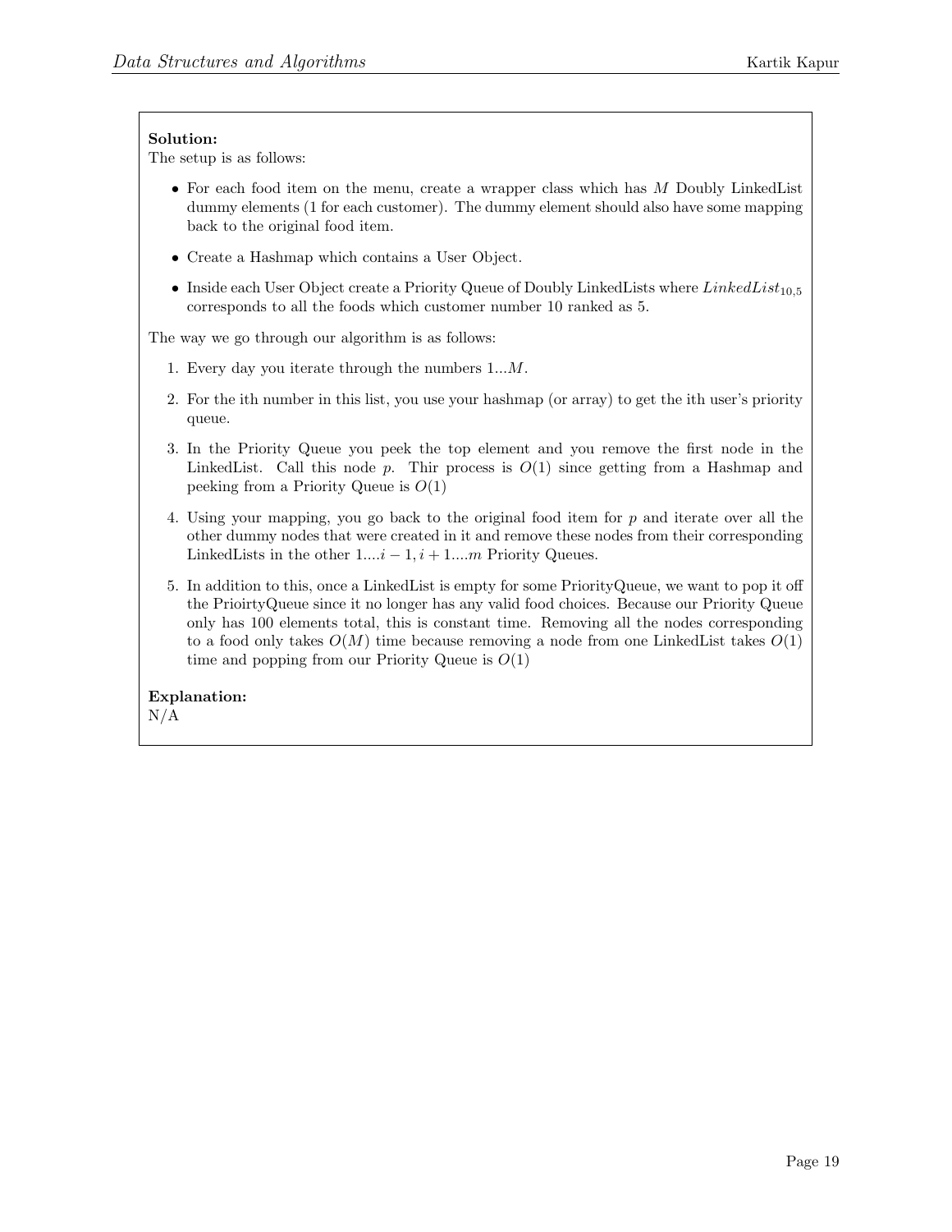**Solution:**
The setup is as follows:

- For each food item on the menu, create a wrapper class which has $M$ Doubly LinkedList dummy elements (1 for each customer). The dummy element should also have some mapping back to the original food item.
- Create a Hashmap which contains a User Object.
- Inside each User Object create a Priority Queue of Doubly LinkedLists where $LinkedList_{10,5}$ corresponds to all the foods which customer number 10 ranked as 5.

The way we go through our algorithm is as follows:

1. Every day you iterate through the numbers $1...M$.
2. For the ith number in this list, you use your hashmap (or array) to get the ith user's priority queue.
3. In the Priority Queue you peek the top element and you remove the first node in the LinkedList. Call this node $p$. Thir process is $O(1)$ since getting from a Hashmap and peeking from a Priority Queue is $O(1)$
4. Using your mapping, you go back to the original food item for $p$ and iterate over all the other dummy nodes that were created in it and remove these nodes from their corresponding LinkedLists in the other $1....i-1, i+1....m$ Priority Queues.
5. In addition to this, once a LinkedList is empty for some PriorityQueue, we want to pop it off the PrioirtyQueue since it no longer has any valid food choices. Because our Priority Queue only has 100 elements total, this is constant time. Removing all the nodes corresponding to a food only takes $O(M)$ time because removing a node from one LinkedList takes $O(1)$ time and popping from our Priority Queue is $O(1)$

**Explanation:**
N/A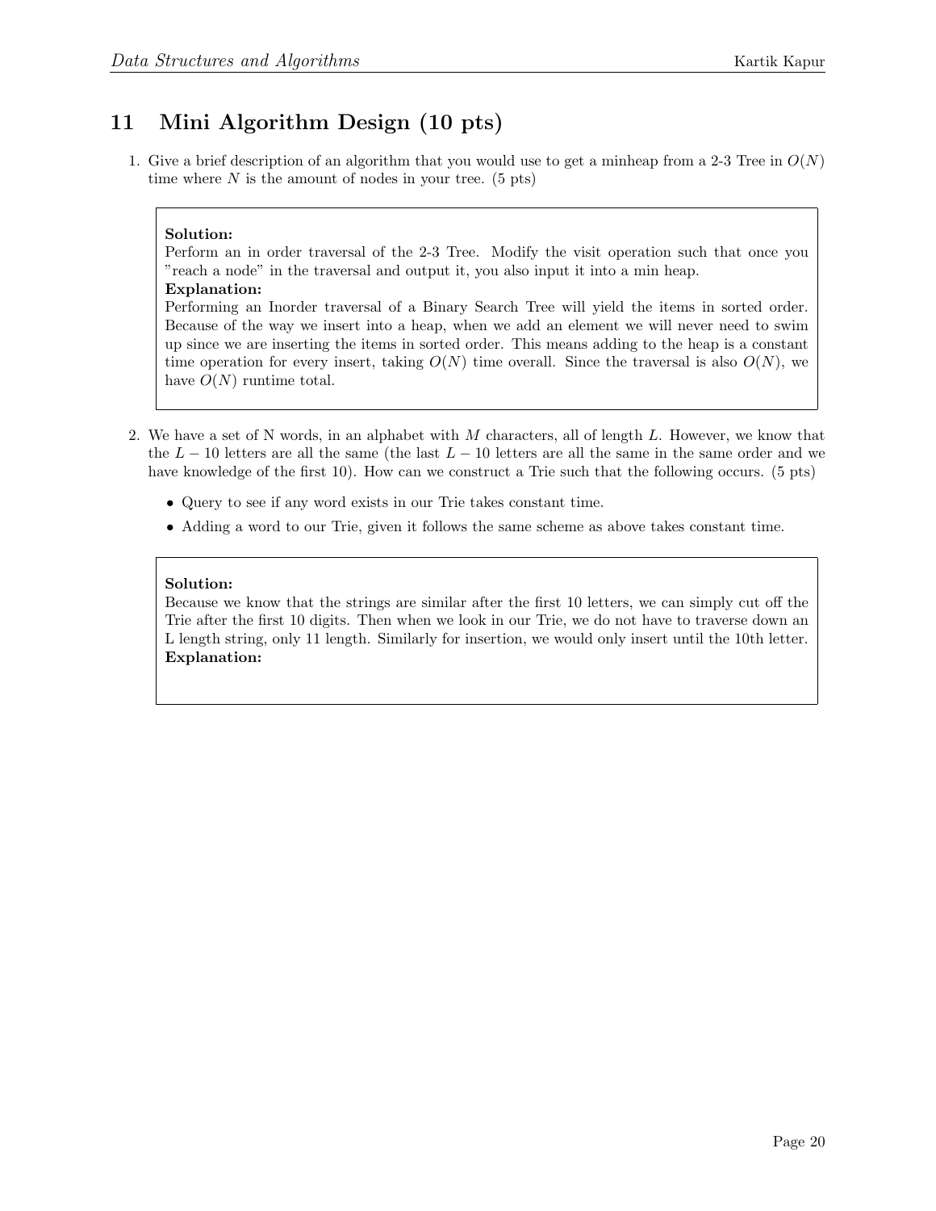## 11 Mini Algorithm Design (10 pts)

1. Give a brief description of an algorithm that you would use to get a minheap from a 2-3 Tree in $O(N)$ time where $N$ is the amount of nodes in your tree. (5 pts)

   **Solution:**
   Perform an in order traversal of the 2-3 Tree. Modify the visit operation such that once you "reach a node" in the traversal and output it, you also input it into a min heap.
   **Explanation:**
   Performing an Inorder traversal of a Binary Search Tree will yield the items in sorted order. Because of the way we insert into a heap, when we add an element we will never need to swim up since we are inserting the items in sorted order. This means adding to the heap is a constant time operation for every insert, taking $O(N)$ time overall. Since the traversal is also $O(N)$, we have $O(N)$ runtime total.

2. We have a set of N words, in an alphabet with $M$ characters, all of length $L$. However, we know that the $L - 10$ letters are all the same (the last $L - 10$ letters are all the same in the same order and we have knowledge of the first 10). How can we construct a Trie such that the following occurs. (5 pts)

   - Query to see if any word exists in our Trie takes constant time.
   - Adding a word to our Trie, given it follows the same scheme as above takes constant time.

   **Solution:**
   Because we know that the strings are similar after the first 10 letters, we can simply cut off the Trie after the first 10 digits. Then when we look in our Trie, we do not have to traverse down an L length string, only 11 length. Similarly for insertion, we would only insert until the 10th letter.
   **Explanation:**